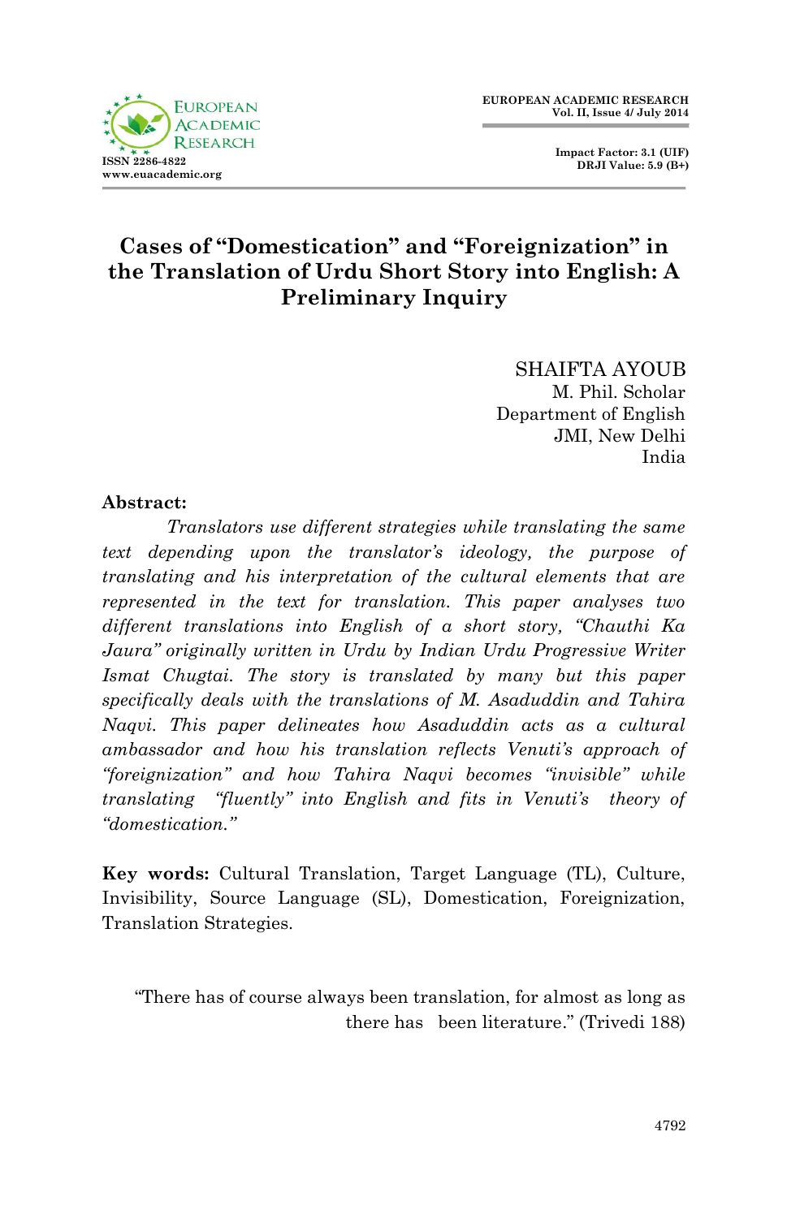# Cases of "Domestication" and "Foreignization" in the Translation of Urdu Short Story into English: A Preliminary Inquiry

SHAIFTA AYOUB
M. Phil. Scholar
Department of English
JMI, New Delhi
India

**Abstract:**

*Translators use different strategies while translating the same text depending upon the translator's ideology, the purpose of translating and his interpretation of the cultural elements that are represented in the text for translation. This paper analyses two different translations into English of a short story, "Chauthi Ka Jaura" originally written in Urdu by Indian Urdu Progressive Writer Ismat Chugtai. The story is translated by many but this paper specifically deals with the translations of M. Asaduddin and Tahira Naqvi. This paper delineates how Asaduddin acts as a cultural ambassador and how his translation reflects Venuti's approach of "foreignization" and how Tahira Naqvi becomes "invisible" while translating "fluently" into English and fits in Venuti's theory of "domestication."*

**Key words:** Cultural Translation, Target Language (TL), Culture, Invisibility, Source Language (SL), Domestication, Foreignization, Translation Strategies.

> "There has of course always been translation, for almost as long as there has been literature." (Trivedi 188)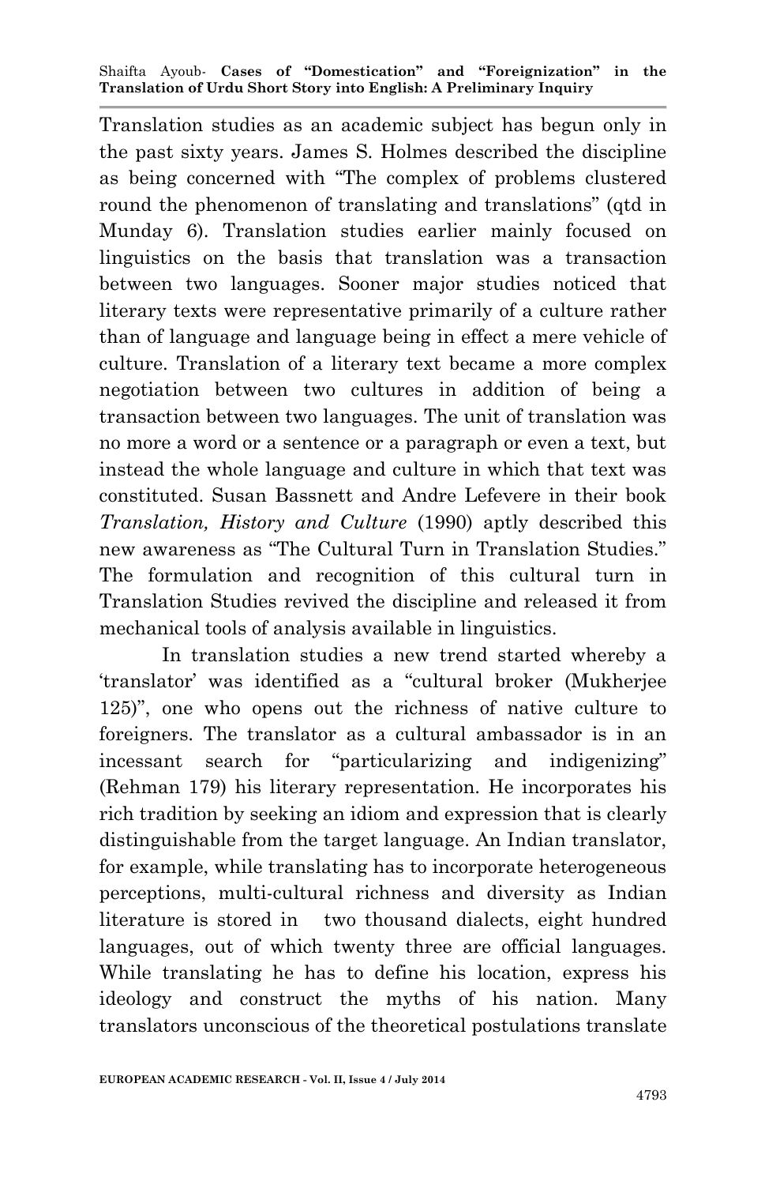Translation studies as an academic subject has begun only in the past sixty years. James S. Holmes described the discipline as being concerned with "The complex of problems clustered round the phenomenon of translating and translations" (qtd in Munday 6). Translation studies earlier mainly focused on linguistics on the basis that translation was a transaction between two languages. Sooner major studies noticed that literary texts were representative primarily of a culture rather than of language and language being in effect a mere vehicle of culture. Translation of a literary text became a more complex negotiation between two cultures in addition of being a transaction between two languages. The unit of translation was no more a word or a sentence or a paragraph or even a text, but instead the whole language and culture in which that text was constituted. Susan Bassnett and Andre Lefevere in their book *Translation, History and Culture* (1990) aptly described this new awareness as "The Cultural Turn in Translation Studies." The formulation and recognition of this cultural turn in Translation Studies revived the discipline and released it from mechanical tools of analysis available in linguistics.

In translation studies a new trend started whereby a 'translator' was identified as a "cultural broker (Mukherjee 125)", one who opens out the richness of native culture to foreigners. The translator as a cultural ambassador is in an incessant search for "particularizing and indigenizing" (Rehman 179) his literary representation. He incorporates his rich tradition by seeking an idiom and expression that is clearly distinguishable from the target language. An Indian translator, for example, while translating has to incorporate heterogeneous perceptions, multi-cultural richness and diversity as Indian literature is stored in two thousand dialects, eight hundred languages, out of which twenty three are official languages. While translating he has to define his location, express his ideology and construct the myths of his nation. Many translators unconscious of the theoretical postulations translate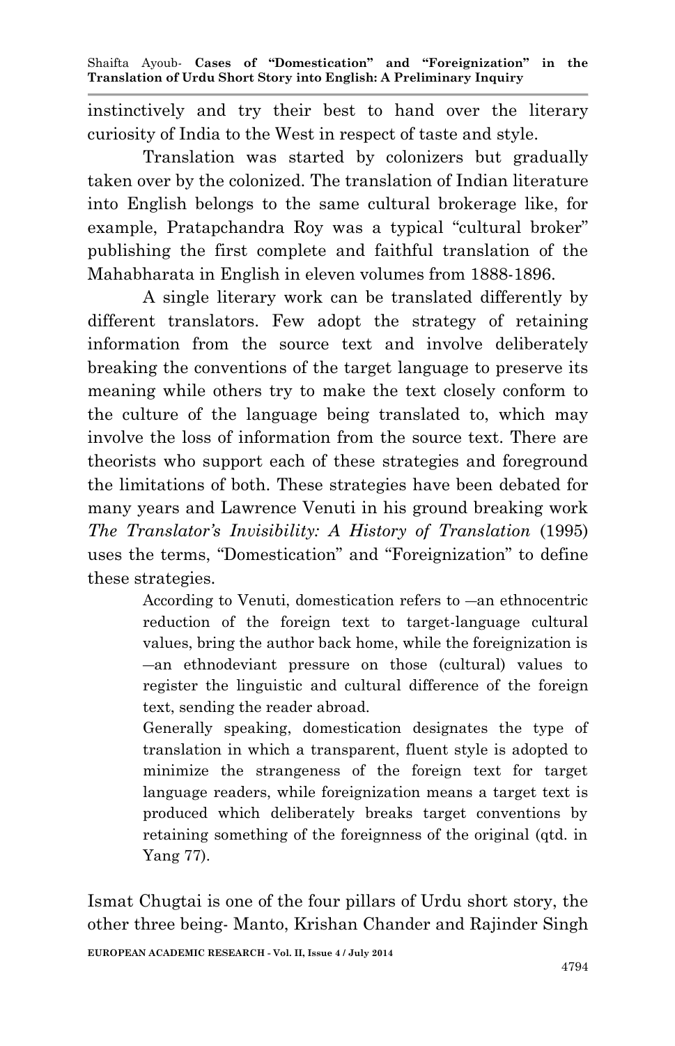instinctively and try their best to hand over the literary curiosity of India to the West in respect of taste and style.

Translation was started by colonizers but gradually taken over by the colonized. The translation of Indian literature into English belongs to the same cultural brokerage like, for example, Pratapchandra Roy was a typical "cultural broker" publishing the first complete and faithful translation of the Mahabharata in English in eleven volumes from 1888-1896.

A single literary work can be translated differently by different translators. Few adopt the strategy of retaining information from the source text and involve deliberately breaking the conventions of the target language to preserve its meaning while others try to make the text closely conform to the culture of the language being translated to, which may involve the loss of information from the source text. There are theorists who support each of these strategies and foreground the limitations of both. These strategies have been debated for many years and Lawrence Venuti in his ground breaking work *The Translator's Invisibility: A History of Translation* (1995) uses the terms, "Domestication" and "Foreignization" to define these strategies.

> According to Venuti, domestication refers to ―an ethnocentric reduction of the foreign text to target-language cultural values, bring the author back home, while the foreignization is ―an ethnodeviant pressure on those (cultural) values to register the linguistic and cultural difference of the foreign text, sending the reader abroad.
>
> Generally speaking, domestication designates the type of translation in which a transparent, fluent style is adopted to minimize the strangeness of the foreign text for target language readers, while foreignization means a target text is produced which deliberately breaks target conventions by retaining something of the foreignness of the original (qtd. in Yang 77).

Ismat Chugtai is one of the four pillars of Urdu short story, the other three being- Manto, Krishan Chander and Rajinder Singh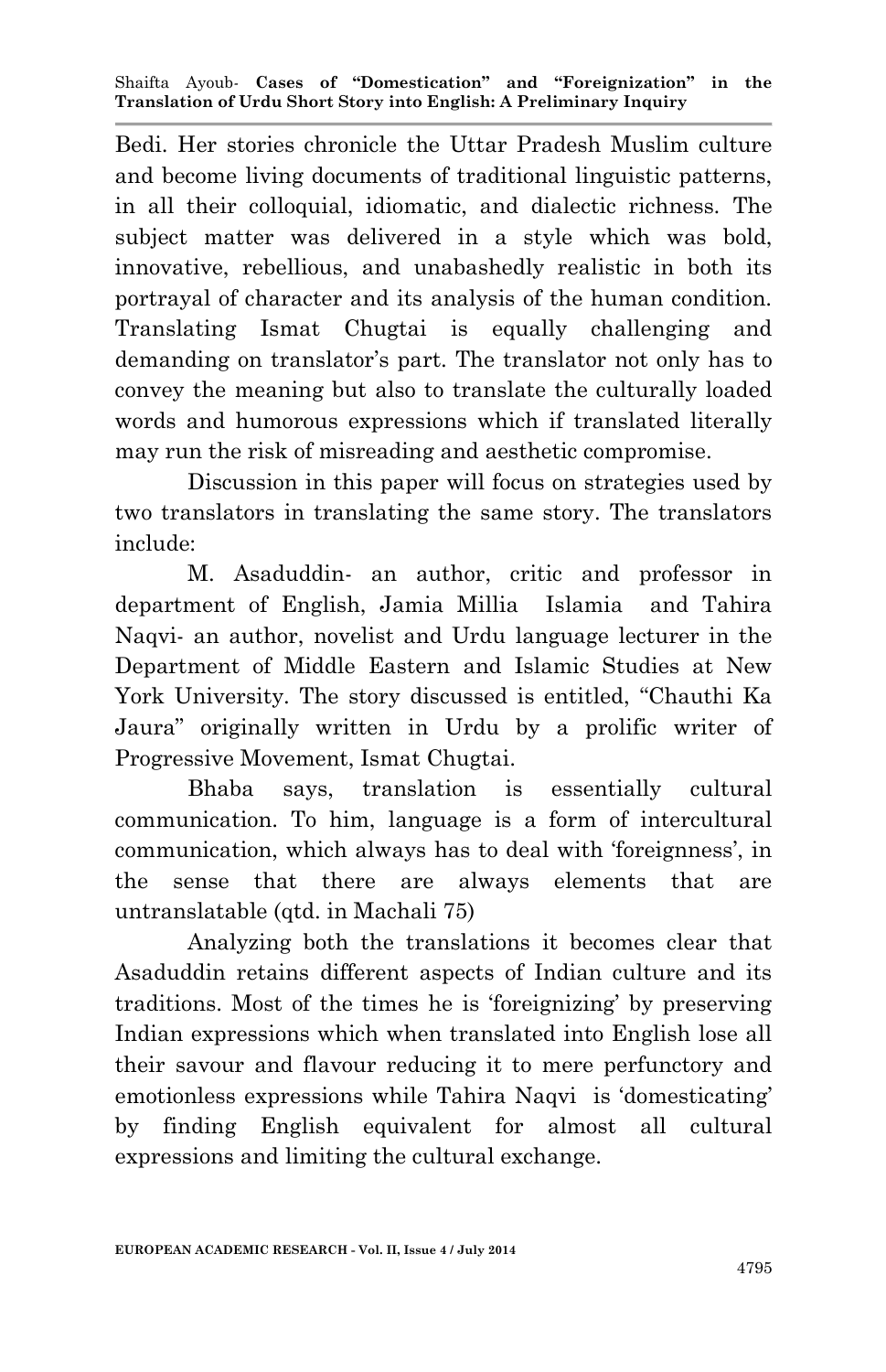Bedi. Her stories chronicle the Uttar Pradesh Muslim culture and become living documents of traditional linguistic patterns, in all their colloquial, idiomatic, and dialectic richness. The subject matter was delivered in a style which was bold, innovative, rebellious, and unabashedly realistic in both its portrayal of character and its analysis of the human condition. Translating Ismat Chugtai is equally challenging and demanding on translator's part. The translator not only has to convey the meaning but also to translate the culturally loaded words and humorous expressions which if translated literally may run the risk of misreading and aesthetic compromise.

Discussion in this paper will focus on strategies used by two translators in translating the same story. The translators include:

M. Asaduddin- an author, critic and professor in department of English, Jamia Millia Islamia and Tahira Naqvi- an author, novelist and Urdu language lecturer in the Department of Middle Eastern and Islamic Studies at New York University. The story discussed is entitled, "Chauthi Ka Jaura" originally written in Urdu by a prolific writer of Progressive Movement, Ismat Chugtai.

Bhaba says, translation is essentially cultural communication. To him, language is a form of intercultural communication, which always has to deal with 'foreignness', in the sense that there are always elements that are untranslatable (qtd. in Machali 75)

Analyzing both the translations it becomes clear that Asaduddin retains different aspects of Indian culture and its traditions. Most of the times he is 'foreignizing' by preserving Indian expressions which when translated into English lose all their savour and flavour reducing it to mere perfunctory and emotionless expressions while Tahira Naqvi is 'domesticating' by finding English equivalent for almost all cultural expressions and limiting the cultural exchange.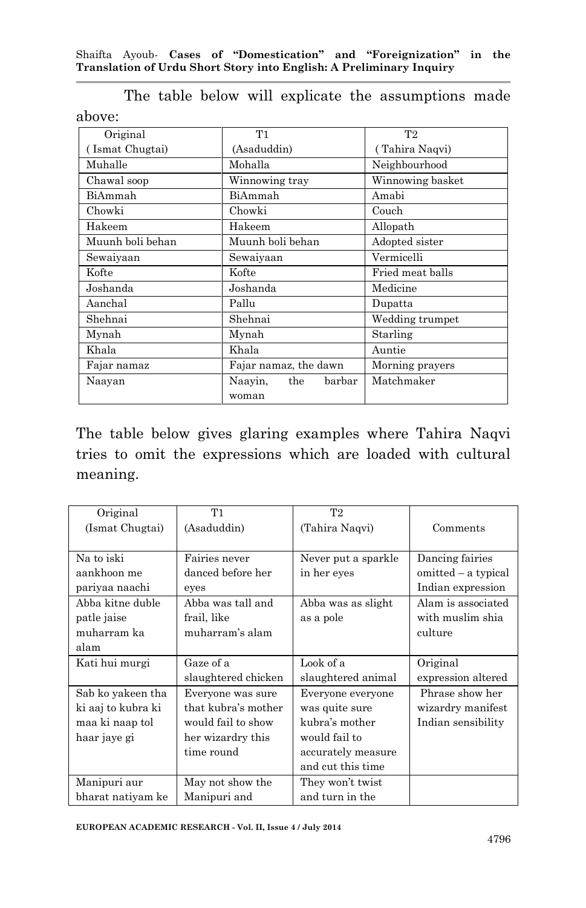The table below will explicate the assumptions made above:

| Original<br>( Ismat Chugtai) | T1<br>(Asaduddin) | T2<br>( Tahira Naqvi) |
|---|---|---|
| Muhalle | Mohalla | Neighbourhood |
| Chawal soop | Winnowing tray | Winnowing basket |
| BiAmmah | BiAmmah | Amabi |
| Chowki | Chowki | Couch |
| Hakeem | Hakeem | Allopath |
| Muunh boli behan | Muunh boli behan | Adopted sister |
| Sewaiyaan | Sewaiyaan | Vermicelli |
| Kofte | Kofte | Fried meat balls |
| Joshanda | Joshanda | Medicine |
| Aanchal | Pallu | Dupatta |
| Shehnai | Shehnai | Wedding trumpet |
| Mynah | Mynah | Starling |
| Khala | Khala | Auntie |
| Fajar namaz | Fajar namaz, the dawn | Morning prayers |
| Naayan | Naayin, the barbar woman | Matchmaker |

The table below gives glaring examples where Tahira Naqvi tries to omit the expressions which are loaded with cultural meaning.

| Original<br>(Ismat Chugtai) | T1<br>(Asaduddin) | T2<br>(Tahira Naqvi) | Comments |
|---|---|---|---|
| Na to iski aankhoon me pariyaa naachi | Fairies never danced before her eyes | Never put a sparkle in her eyes | Dancing fairies omitted – a typical Indian expression |
| Abba kitne duble patle jaise muharram ka alam | Abba was tall and frail, like muharram's alam | Abba was as slight as a pole | Alam is associated with muslim shia culture |
| Kati hui murgi | Gaze of a slaughtered chicken | Look of a slaughtered animal | Original expression altered |
| Sab ko yakeen tha ki aaj to kubra ki maa ki naap tol haar jaye gi | Everyone was sure that kubra's mother would fail to show her wizardry this time round | Everyone everyone was quite sure kubra's mother would fail to accurately measure and cut this time | Phrase show her wizardry manifest Indian sensibility |
| Manipuri aur bharat natiyam ke | May not show the Manipuri and | They won't twist and turn in the | |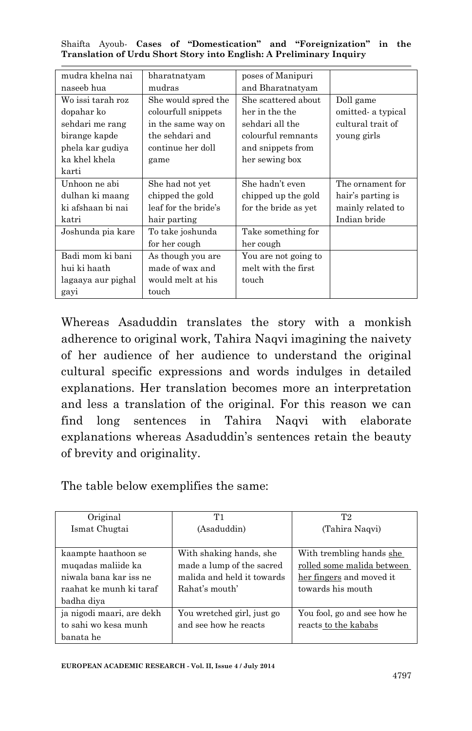| | | | |
|---|---|---|---|
| mudra khelna nai naseeb hua | bharatnatyam mudras | poses of Manipuri and Bharatnatyam | |
| Wo issi tarah roz dopahar ko sehdari me rang birange kapde phela kar gudiya ka khel khela karti | She would spred the colourfull snippets in the same way on the sehdari and continue her doll game | She scattered about her in the the sehdari all the colourful remnants and snippets from her sewing box | Doll game omitted- a typical cultural trait of young girls |
| Unhoon ne abi dulhan ki maang ki afshaan bi nai katri | She had not yet chipped the gold leaf for the bride's hair parting | She hadn't even chipped up the gold for the bride as yet | The ornament for hair's parting is mainly related to Indian bride |
| Joshunda pia kare | To take joshunda for her cough | Take something for her cough | |
| Badi mom ki bani hui ki haath lagaaya aur pighal gayi | As though you are made of wax and would melt at his touch | You are not going to melt with the first touch | |

Whereas Asaduddin translates the story with a monkish adherence to original work, Tahira Naqvi imagining the naivety of her audience of her audience to understand the original cultural specific expressions and words indulges in detailed explanations. Her translation becomes more an interpretation and less a translation of the original. For this reason we can find long sentences in Tahira Naqvi with elaborate explanations whereas Asaduddin's sentences retain the beauty of brevity and originality.

The table below exemplifies the same:

| Original Ismat Chugtai | T1 (Asaduddin) | T2 (Tahira Naqvi) |
|---|---|---|
| kaampte haathoon se muqadas maliide ka niwala bana kar iss ne raahat ke munh ki taraf badha diya | With shaking hands, she made a lump of the sacred malida and held it towards Rahat's mouth' | With trembling hands <u>she rolled some malida between her fingers</u> and moved it towards his mouth |
| ja nigodi maari, are dekh to sahi wo kesa munh banata he | You wretched girl, just go and see how he reacts | You fool, go and see how he reacts<u> to the kababs</u> |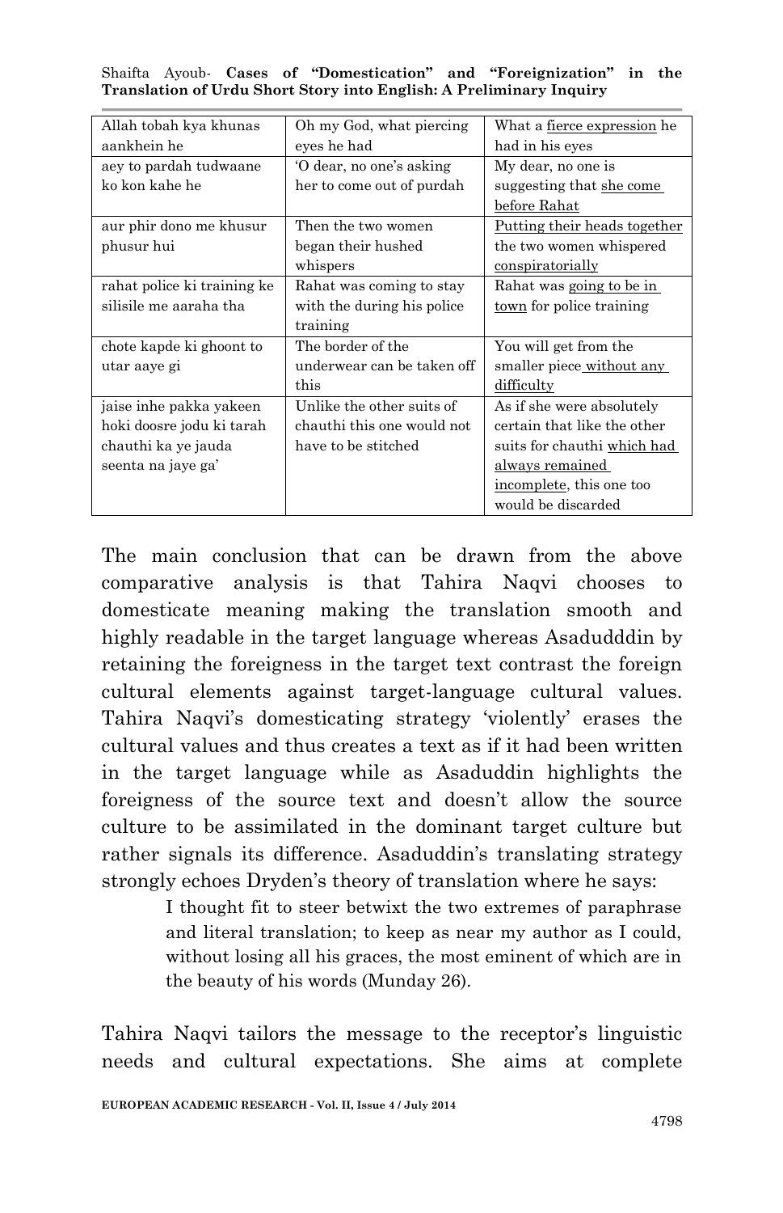| Allah tobah kya khunas aankhein he | Oh my God, what piercing eyes he had | What a <u>fierce expression</u> he had in his eyes |
|---|---|---|
| aey to pardah tudwaane ko kon kahe he | 'O dear, no one's asking her to come out of purdah | My dear, no one is suggesting that <u>she come before Rahat</u> |
| aur phir dono me khusur phusur hui | Then the two women began their hushed whispers | <u>Putting their heads together</u> the two women whispered <u>conspiratorially</u> |
| rahat police ki training ke silisile me aaraha tha | Rahat was coming to stay with the during his police training | Rahat was <u>going to be in town</u> for police training |
| chote kapde ki ghoont to utar aaye gi | The border of the underwear can be taken off this | You will get from the smaller piece <u>without any difficulty</u> |
| jaise inhe pakka yakeen hoki doosre jodu ki tarah chauthi ka ye jauda seenta na jaye ga' | Unlike the other suits of chauthi this one would not have to be stitched | As if she were absolutely certain that like the other suits for chauthi <u>which had always remained incomplete</u>, this one too would be discarded |

The main conclusion that can be drawn from the above comparative analysis is that Tahira Naqvi chooses to domesticate meaning making the translation smooth and highly readable in the target language whereas Asadudddin by retaining the foreigness in the target text contrast the foreign cultural elements against target-language cultural values. Tahira Naqvi's domesticating strategy 'violently' erases the cultural values and thus creates a text as if it had been written in the target language while as Asaduddin highlights the foreigness of the source text and doesn't allow the source culture to be assimilated in the dominant target culture but rather signals its difference. Asaduddin's translating strategy strongly echoes Dryden's theory of translation where he says:

> I thought fit to steer betwixt the two extremes of paraphrase and literal translation; to keep as near my author as I could, without losing all his graces, the most eminent of which are in the beauty of his words (Munday 26).

Tahira Naqvi tailors the message to the receptor's linguistic needs and cultural expectations. She aims at complete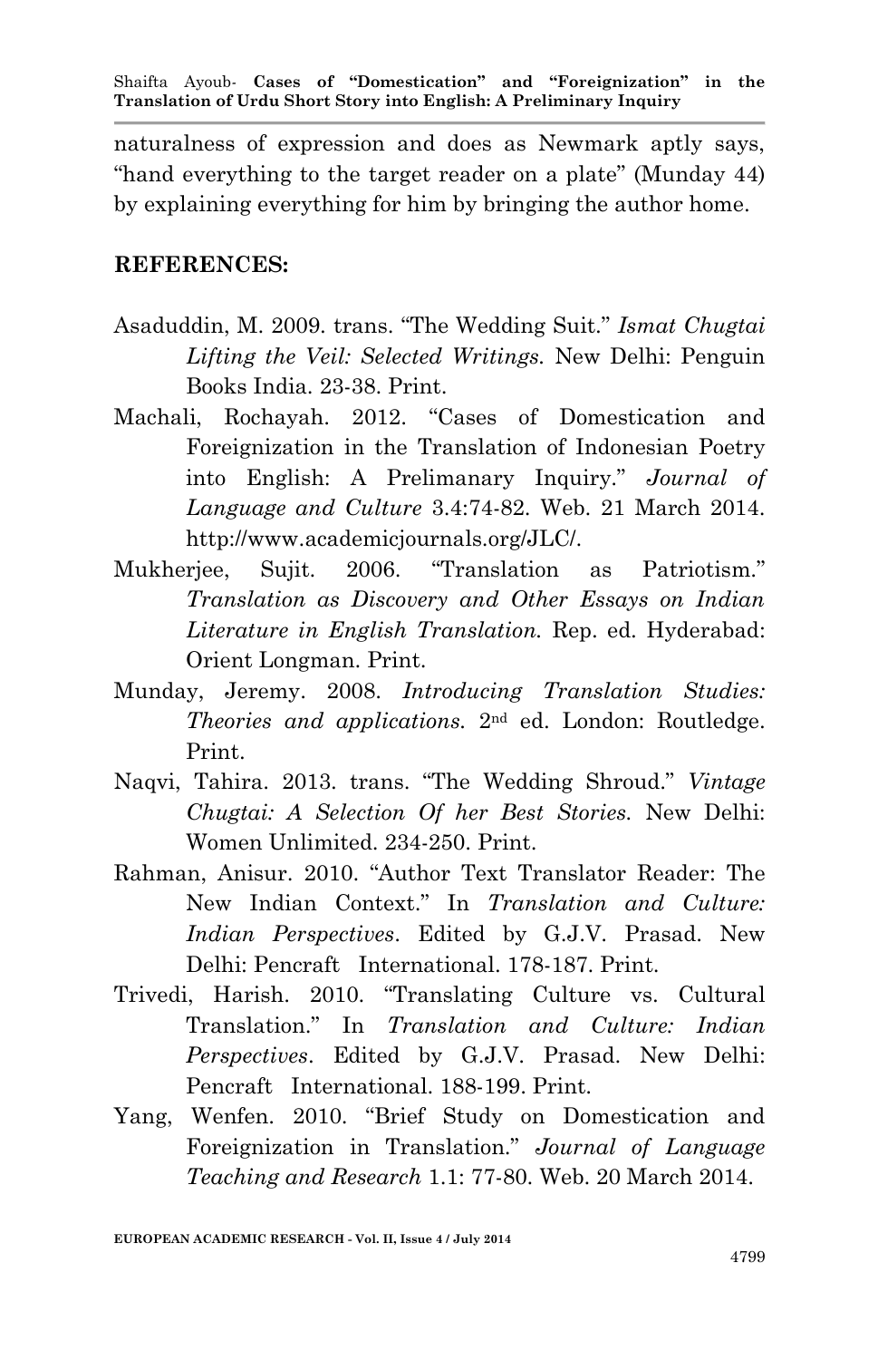naturalness of expression and does as Newmark aptly says, "hand everything to the target reader on a plate" (Munday 44) by explaining everything for him by bringing the author home.

## REFERENCES:

Asaduddin, M. 2009. trans. "The Wedding Suit." *Ismat Chugtai Lifting the Veil: Selected Writings.* New Delhi: Penguin Books India. 23-38. Print.

Machali, Rochayah. 2012. "Cases of Domestication and Foreignization in the Translation of Indonesian Poetry into English: A Prelimanary Inquiry." *Journal of Language and Culture* 3.4:74-82. Web. 21 March 2014. http://www.academicjournals.org/JLC/.

Mukherjee, Sujit. 2006. "Translation as Patriotism." *Translation as Discovery and Other Essays on Indian Literature in English Translation.* Rep. ed. Hyderabad: Orient Longman. Print.

Munday, Jeremy. 2008. *Introducing Translation Studies: Theories and applications.* 2nd ed. London: Routledge. Print.

Naqvi, Tahira. 2013. trans. "The Wedding Shroud." *Vintage Chugtai: A Selection Of her Best Stories.* New Delhi: Women Unlimited. 234-250. Print.

Rahman, Anisur. 2010. "Author Text Translator Reader: The New Indian Context." In *Translation and Culture: Indian Perspectives*. Edited by G.J.V. Prasad. New Delhi: Pencraft International. 178-187. Print.

Trivedi, Harish. 2010. "Translating Culture vs. Cultural Translation." In *Translation and Culture: Indian Perspectives*. Edited by G.J.V. Prasad. New Delhi: Pencraft International. 188-199. Print.

Yang, Wenfen. 2010. "Brief Study on Domestication and Foreignization in Translation." *Journal of Language Teaching and Research* 1.1: 77-80. Web. 20 March 2014.